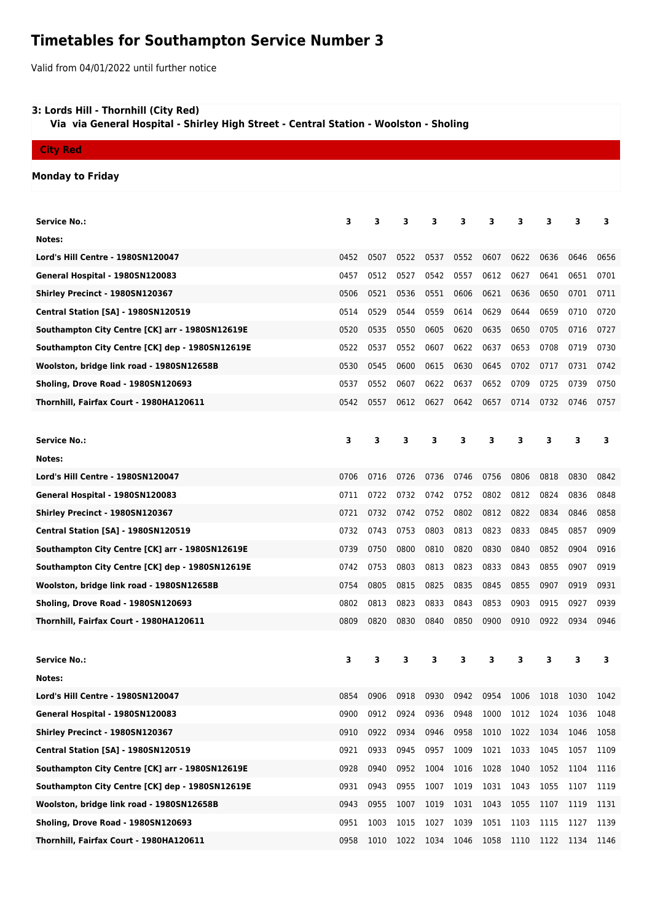# Timetables for Southampton Service Number 3

Valid from 04/01/2022 until further notice

**3: Lords Hill - Thornhill (City Red)**
**Via via General Hospital - Shirley High Street - Central Station - Woolston - Sholing**

**City Red**

**Monday to Friday**

| Service No.: | 3 | 3 | 3 | 3 | 3 | 3 | 3 | 3 | 3 | 3 |
|---|---|---|---|---|---|---|---|---|---|---|
| Notes: | | | | | | | | | | |
| Lord's Hill Centre - 1980SN120047 | 0452 | 0507 | 0522 | 0537 | 0552 | 0607 | 0622 | 0636 | 0646 | 0656 |
| General Hospital - 1980SN120083 | 0457 | 0512 | 0527 | 0542 | 0557 | 0612 | 0627 | 0641 | 0651 | 0701 |
| Shirley Precinct - 1980SN120367 | 0506 | 0521 | 0536 | 0551 | 0606 | 0621 | 0636 | 0650 | 0701 | 0711 |
| Central Station [SA] - 1980SN120519 | 0514 | 0529 | 0544 | 0559 | 0614 | 0629 | 0644 | 0659 | 0710 | 0720 |
| Southampton City Centre [CK] arr - 1980SN12619E | 0520 | 0535 | 0550 | 0605 | 0620 | 0635 | 0650 | 0705 | 0716 | 0727 |
| Southampton City Centre [CK] dep - 1980SN12619E | 0522 | 0537 | 0552 | 0607 | 0622 | 0637 | 0653 | 0708 | 0719 | 0730 |
| Woolston, bridge link road - 1980SN12658B | 0530 | 0545 | 0600 | 0615 | 0630 | 0645 | 0702 | 0717 | 0731 | 0742 |
| Sholing, Drove Road - 1980SN120693 | 0537 | 0552 | 0607 | 0622 | 0637 | 0652 | 0709 | 0725 | 0739 | 0750 |
| Thornhill, Fairfax Court - 1980HA120611 | 0542 | 0557 | 0612 | 0627 | 0642 | 0657 | 0714 | 0732 | 0746 | 0757 |

| Service No.: | 3 | 3 | 3 | 3 | 3 | 3 | 3 | 3 | 3 | 3 |
|---|---|---|---|---|---|---|---|---|---|---|
| Notes: | | | | | | | | | | |
| Lord's Hill Centre - 1980SN120047 | 0706 | 0716 | 0726 | 0736 | 0746 | 0756 | 0806 | 0818 | 0830 | 0842 |
| General Hospital - 1980SN120083 | 0711 | 0722 | 0732 | 0742 | 0752 | 0802 | 0812 | 0824 | 0836 | 0848 |
| Shirley Precinct - 1980SN120367 | 0721 | 0732 | 0742 | 0752 | 0802 | 0812 | 0822 | 0834 | 0846 | 0858 |
| Central Station [SA] - 1980SN120519 | 0732 | 0743 | 0753 | 0803 | 0813 | 0823 | 0833 | 0845 | 0857 | 0909 |
| Southampton City Centre [CK] arr - 1980SN12619E | 0739 | 0750 | 0800 | 0810 | 0820 | 0830 | 0840 | 0852 | 0904 | 0916 |
| Southampton City Centre [CK] dep - 1980SN12619E | 0742 | 0753 | 0803 | 0813 | 0823 | 0833 | 0843 | 0855 | 0907 | 0919 |
| Woolston, bridge link road - 1980SN12658B | 0754 | 0805 | 0815 | 0825 | 0835 | 0845 | 0855 | 0907 | 0919 | 0931 |
| Sholing, Drove Road - 1980SN120693 | 0802 | 0813 | 0823 | 0833 | 0843 | 0853 | 0903 | 0915 | 0927 | 0939 |
| Thornhill, Fairfax Court - 1980HA120611 | 0809 | 0820 | 0830 | 0840 | 0850 | 0900 | 0910 | 0922 | 0934 | 0946 |

| Service No.: | 3 | 3 | 3 | 3 | 3 | 3 | 3 | 3 | 3 | 3 |
|---|---|---|---|---|---|---|---|---|---|---|
| Notes: | | | | | | | | | | |
| Lord's Hill Centre - 1980SN120047 | 0854 | 0906 | 0918 | 0930 | 0942 | 0954 | 1006 | 1018 | 1030 | 1042 |
| General Hospital - 1980SN120083 | 0900 | 0912 | 0924 | 0936 | 0948 | 1000 | 1012 | 1024 | 1036 | 1048 |
| Shirley Precinct - 1980SN120367 | 0910 | 0922 | 0934 | 0946 | 0958 | 1010 | 1022 | 1034 | 1046 | 1058 |
| Central Station [SA] - 1980SN120519 | 0921 | 0933 | 0945 | 0957 | 1009 | 1021 | 1033 | 1045 | 1057 | 1109 |
| Southampton City Centre [CK] arr - 1980SN12619E | 0928 | 0940 | 0952 | 1004 | 1016 | 1028 | 1040 | 1052 | 1104 | 1116 |
| Southampton City Centre [CK] dep - 1980SN12619E | 0931 | 0943 | 0955 | 1007 | 1019 | 1031 | 1043 | 1055 | 1107 | 1119 |
| Woolston, bridge link road - 1980SN12658B | 0943 | 0955 | 1007 | 1019 | 1031 | 1043 | 1055 | 1107 | 1119 | 1131 |
| Sholing, Drove Road - 1980SN120693 | 0951 | 1003 | 1015 | 1027 | 1039 | 1051 | 1103 | 1115 | 1127 | 1139 |
| Thornhill, Fairfax Court - 1980HA120611 | 0958 | 1010 | 1022 | 1034 | 1046 | 1058 | 1110 | 1122 | 1134 | 1146 |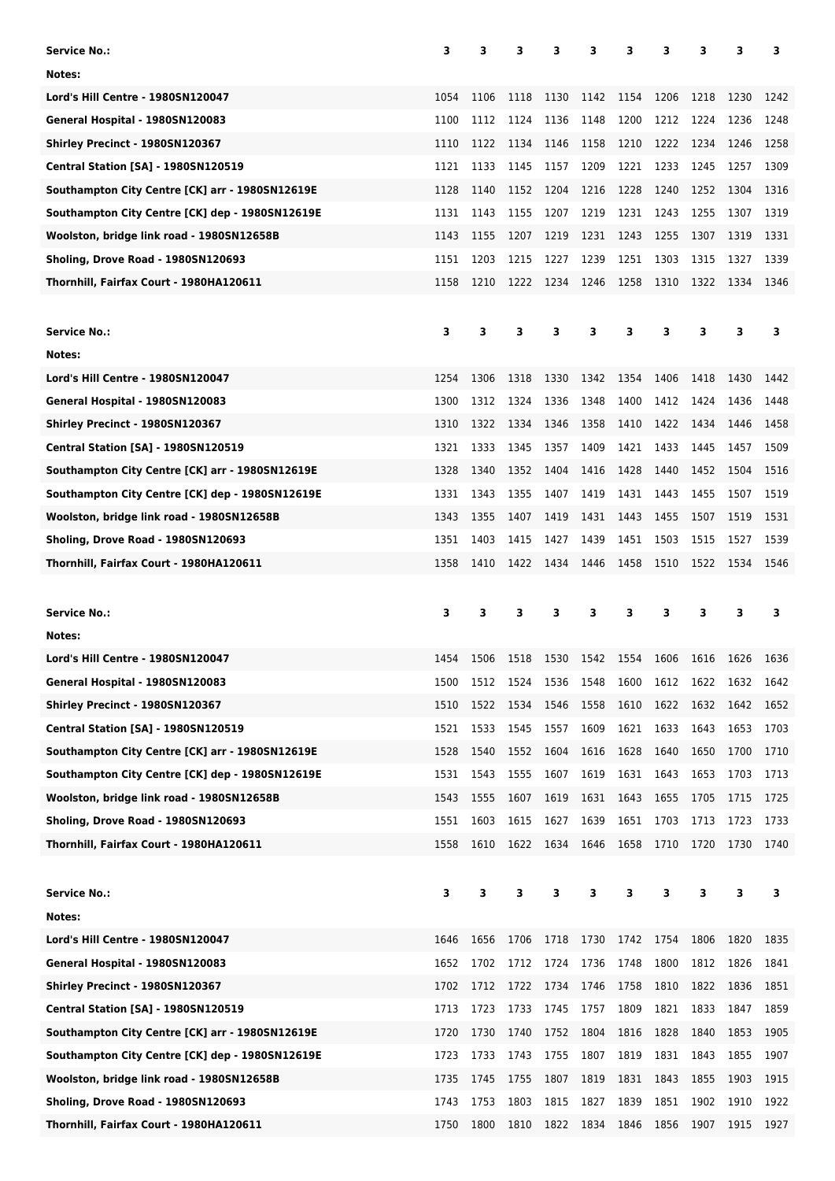| Service No.: | 3 | 3 | 3 | 3 | 3 | 3 | 3 | 3 | 3 | 3 |
|---|---|---|---|---|---|---|---|---|---|---|
| Notes: | | | | | | | | | | |
| Lord's Hill Centre - 1980SN120047 | 1054 | 1106 | 1118 | 1130 | 1142 | 1154 | 1206 | 1218 | 1230 | 1242 |
| General Hospital - 1980SN120083 | 1100 | 1112 | 1124 | 1136 | 1148 | 1200 | 1212 | 1224 | 1236 | 1248 |
| Shirley Precinct - 1980SN120367 | 1110 | 1122 | 1134 | 1146 | 1158 | 1210 | 1222 | 1234 | 1246 | 1258 |
| Central Station [SA] - 1980SN120519 | 1121 | 1133 | 1145 | 1157 | 1209 | 1221 | 1233 | 1245 | 1257 | 1309 |
| Southampton City Centre [CK] arr - 1980SN12619E | 1128 | 1140 | 1152 | 1204 | 1216 | 1228 | 1240 | 1252 | 1304 | 1316 |
| Southampton City Centre [CK] dep - 1980SN12619E | 1131 | 1143 | 1155 | 1207 | 1219 | 1231 | 1243 | 1255 | 1307 | 1319 |
| Woolston, bridge link road - 1980SN12658B | 1143 | 1155 | 1207 | 1219 | 1231 | 1243 | 1255 | 1307 | 1319 | 1331 |
| Sholing, Drove Road - 1980SN120693 | 1151 | 1203 | 1215 | 1227 | 1239 | 1251 | 1303 | 1315 | 1327 | 1339 |
| Thornhill, Fairfax Court - 1980HA120611 | 1158 | 1210 | 1222 | 1234 | 1246 | 1258 | 1310 | 1322 | 1334 | 1346 |

| Service No.: | 3 | 3 | 3 | 3 | 3 | 3 | 3 | 3 | 3 | 3 |
|---|---|---|---|---|---|---|---|---|---|---|
| Notes: | | | | | | | | | | |
| Lord's Hill Centre - 1980SN120047 | 1254 | 1306 | 1318 | 1330 | 1342 | 1354 | 1406 | 1418 | 1430 | 1442 |
| General Hospital - 1980SN120083 | 1300 | 1312 | 1324 | 1336 | 1348 | 1400 | 1412 | 1424 | 1436 | 1448 |
| Shirley Precinct - 1980SN120367 | 1310 | 1322 | 1334 | 1346 | 1358 | 1410 | 1422 | 1434 | 1446 | 1458 |
| Central Station [SA] - 1980SN120519 | 1321 | 1333 | 1345 | 1357 | 1409 | 1421 | 1433 | 1445 | 1457 | 1509 |
| Southampton City Centre [CK] arr - 1980SN12619E | 1328 | 1340 | 1352 | 1404 | 1416 | 1428 | 1440 | 1452 | 1504 | 1516 |
| Southampton City Centre [CK] dep - 1980SN12619E | 1331 | 1343 | 1355 | 1407 | 1419 | 1431 | 1443 | 1455 | 1507 | 1519 |
| Woolston, bridge link road - 1980SN12658B | 1343 | 1355 | 1407 | 1419 | 1431 | 1443 | 1455 | 1507 | 1519 | 1531 |
| Sholing, Drove Road - 1980SN120693 | 1351 | 1403 | 1415 | 1427 | 1439 | 1451 | 1503 | 1515 | 1527 | 1539 |
| Thornhill, Fairfax Court - 1980HA120611 | 1358 | 1410 | 1422 | 1434 | 1446 | 1458 | 1510 | 1522 | 1534 | 1546 |

| Service No.: | 3 | 3 | 3 | 3 | 3 | 3 | 3 | 3 | 3 | 3 |
|---|---|---|---|---|---|---|---|---|---|---|
| Notes: | | | | | | | | | | |
| Lord's Hill Centre - 1980SN120047 | 1454 | 1506 | 1518 | 1530 | 1542 | 1554 | 1606 | 1616 | 1626 | 1636 |
| General Hospital - 1980SN120083 | 1500 | 1512 | 1524 | 1536 | 1548 | 1600 | 1612 | 1622 | 1632 | 1642 |
| Shirley Precinct - 1980SN120367 | 1510 | 1522 | 1534 | 1546 | 1558 | 1610 | 1622 | 1632 | 1642 | 1652 |
| Central Station [SA] - 1980SN120519 | 1521 | 1533 | 1545 | 1557 | 1609 | 1621 | 1633 | 1643 | 1653 | 1703 |
| Southampton City Centre [CK] arr - 1980SN12619E | 1528 | 1540 | 1552 | 1604 | 1616 | 1628 | 1640 | 1650 | 1700 | 1710 |
| Southampton City Centre [CK] dep - 1980SN12619E | 1531 | 1543 | 1555 | 1607 | 1619 | 1631 | 1643 | 1653 | 1703 | 1713 |
| Woolston, bridge link road - 1980SN12658B | 1543 | 1555 | 1607 | 1619 | 1631 | 1643 | 1655 | 1705 | 1715 | 1725 |
| Sholing, Drove Road - 1980SN120693 | 1551 | 1603 | 1615 | 1627 | 1639 | 1651 | 1703 | 1713 | 1723 | 1733 |
| Thornhill, Fairfax Court - 1980HA120611 | 1558 | 1610 | 1622 | 1634 | 1646 | 1658 | 1710 | 1720 | 1730 | 1740 |

| Service No.: | 3 | 3 | 3 | 3 | 3 | 3 | 3 | 3 | 3 | 3 |
|---|---|---|---|---|---|---|---|---|---|---|
| Notes: | | | | | | | | | | |
| Lord's Hill Centre - 1980SN120047 | 1646 | 1656 | 1706 | 1718 | 1730 | 1742 | 1754 | 1806 | 1820 | 1835 |
| General Hospital - 1980SN120083 | 1652 | 1702 | 1712 | 1724 | 1736 | 1748 | 1800 | 1812 | 1826 | 1841 |
| Shirley Precinct - 1980SN120367 | 1702 | 1712 | 1722 | 1734 | 1746 | 1758 | 1810 | 1822 | 1836 | 1851 |
| Central Station [SA] - 1980SN120519 | 1713 | 1723 | 1733 | 1745 | 1757 | 1809 | 1821 | 1833 | 1847 | 1859 |
| Southampton City Centre [CK] arr - 1980SN12619E | 1720 | 1730 | 1740 | 1752 | 1804 | 1816 | 1828 | 1840 | 1853 | 1905 |
| Southampton City Centre [CK] dep - 1980SN12619E | 1723 | 1733 | 1743 | 1755 | 1807 | 1819 | 1831 | 1843 | 1855 | 1907 |
| Woolston, bridge link road - 1980SN12658B | 1735 | 1745 | 1755 | 1807 | 1819 | 1831 | 1843 | 1855 | 1903 | 1915 |
| Sholing, Drove Road - 1980SN120693 | 1743 | 1753 | 1803 | 1815 | 1827 | 1839 | 1851 | 1902 | 1910 | 1922 |
| Thornhill, Fairfax Court - 1980HA120611 | 1750 | 1800 | 1810 | 1822 | 1834 | 1846 | 1856 | 1907 | 1915 | 1927 |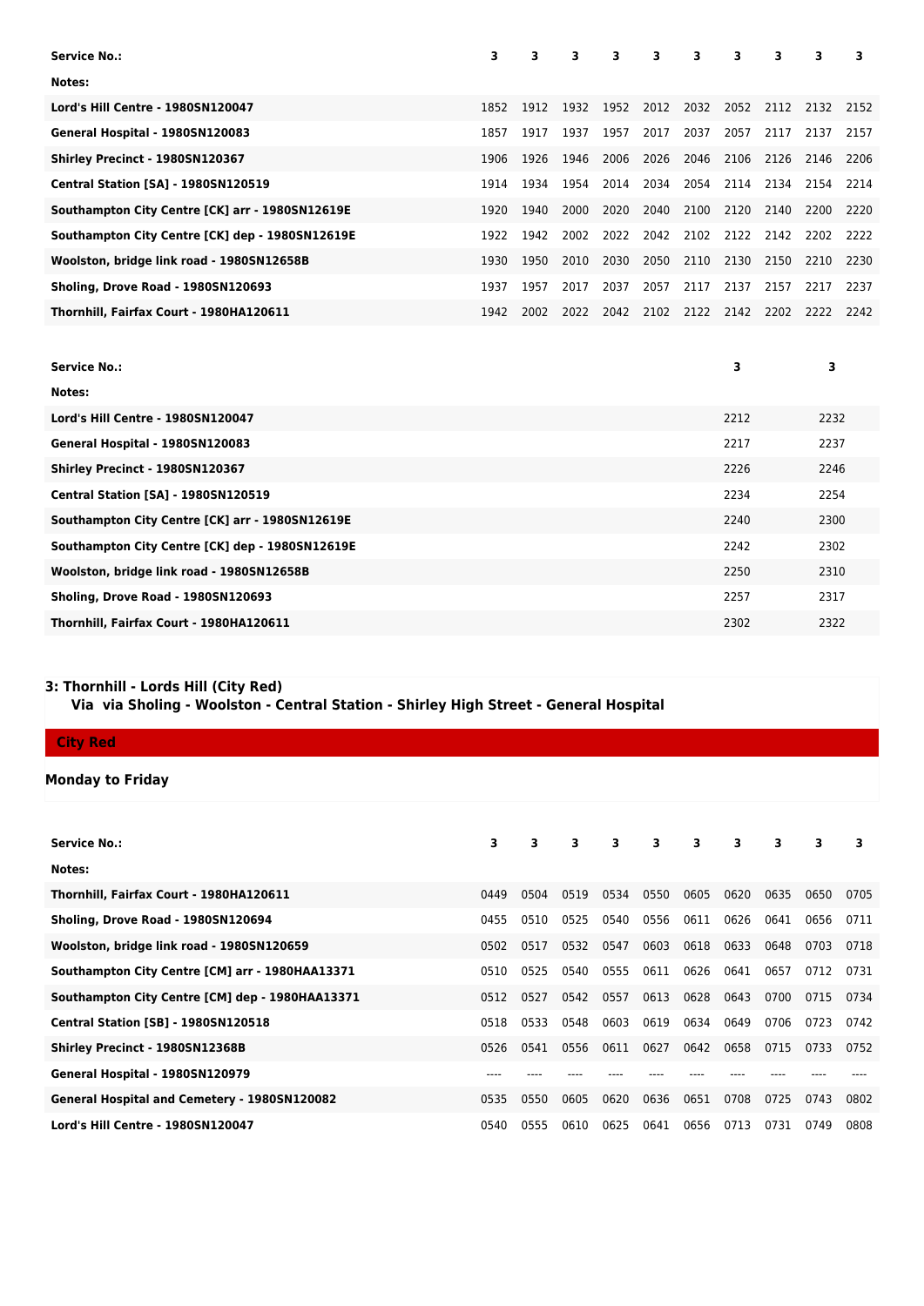| Service No.: | 3 | 3 | 3 | 3 | 3 | 3 | 3 | 3 | 3 | 3 |
|---|---|---|---|---|---|---|---|---|---|---|
| Notes: | | | | | | | | | | |
| Lord's Hill Centre - 1980SN120047 | 1852 | 1912 | 1932 | 1952 | 2012 | 2032 | 2052 | 2112 | 2132 | 2152 |
| General Hospital - 1980SN120083 | 1857 | 1917 | 1937 | 1957 | 2017 | 2037 | 2057 | 2117 | 2137 | 2157 |
| Shirley Precinct - 1980SN120367 | 1906 | 1926 | 1946 | 2006 | 2026 | 2046 | 2106 | 2126 | 2146 | 2206 |
| Central Station [SA] - 1980SN120519 | 1914 | 1934 | 1954 | 2014 | 2034 | 2054 | 2114 | 2134 | 2154 | 2214 |
| Southampton City Centre [CK] arr - 1980SN12619E | 1920 | 1940 | 2000 | 2020 | 2040 | 2100 | 2120 | 2140 | 2200 | 2220 |
| Southampton City Centre [CK] dep - 1980SN12619E | 1922 | 1942 | 2002 | 2022 | 2042 | 2102 | 2122 | 2142 | 2202 | 2222 |
| Woolston, bridge link road - 1980SN12658B | 1930 | 1950 | 2010 | 2030 | 2050 | 2110 | 2130 | 2150 | 2210 | 2230 |
| Sholing, Drove Road - 1980SN120693 | 1937 | 1957 | 2017 | 2037 | 2057 | 2117 | 2137 | 2157 | 2217 | 2237 |
| Thornhill, Fairfax Court - 1980HA120611 | 1942 | 2002 | 2022 | 2042 | 2102 | 2122 | 2142 | 2202 | 2222 | 2242 |

| Service No.: | 3 | 3 |
|---|---|---|
| Notes: | | |
| Lord's Hill Centre - 1980SN120047 | 2212 | 2232 |
| General Hospital - 1980SN120083 | 2217 | 2237 |
| Shirley Precinct - 1980SN120367 | 2226 | 2246 |
| Central Station [SA] - 1980SN120519 | 2234 | 2254 |
| Southampton City Centre [CK] arr - 1980SN12619E | 2240 | 2300 |
| Southampton City Centre [CK] dep - 1980SN12619E | 2242 | 2302 |
| Woolston, bridge link road - 1980SN12658B | 2250 | 2310 |
| Sholing, Drove Road - 1980SN120693 | 2257 | 2317 |
| Thornhill, Fairfax Court - 1980HA120611 | 2302 | 2322 |

## 3: Thornhill - Lords Hill (City Red)

**Via via Sholing - Woolston - Central Station - Shirley High Street - General Hospital**

**City Red**

### Monday to Friday

| Service No.: | 3 | 3 | 3 | 3 | 3 | 3 | 3 | 3 | 3 | 3 |
|---|---|---|---|---|---|---|---|---|---|---|
| Notes: | | | | | | | | | | |
| Thornhill, Fairfax Court - 1980HA120611 | 0449 | 0504 | 0519 | 0534 | 0550 | 0605 | 0620 | 0635 | 0650 | 0705 |
| Sholing, Drove Road - 1980SN120694 | 0455 | 0510 | 0525 | 0540 | 0556 | 0611 | 0626 | 0641 | 0656 | 0711 |
| Woolston, bridge link road - 1980SN120659 | 0502 | 0517 | 0532 | 0547 | 0603 | 0618 | 0633 | 0648 | 0703 | 0718 |
| Southampton City Centre [CM] arr - 1980HAA13371 | 0510 | 0525 | 0540 | 0555 | 0611 | 0626 | 0641 | 0657 | 0712 | 0731 |
| Southampton City Centre [CM] dep - 1980HAA13371 | 0512 | 0527 | 0542 | 0557 | 0613 | 0628 | 0643 | 0700 | 0715 | 0734 |
| Central Station [SB] - 1980SN120518 | 0518 | 0533 | 0548 | 0603 | 0619 | 0634 | 0649 | 0706 | 0723 | 0742 |
| Shirley Precinct - 1980SN12368B | 0526 | 0541 | 0556 | 0611 | 0627 | 0642 | 0658 | 0715 | 0733 | 0752 |
| General Hospital - 1980SN120979 | ---- | ---- | ---- | ---- | ---- | ---- | ---- | ---- | ---- | ---- |
| General Hospital and Cemetery - 1980SN120082 | 0535 | 0550 | 0605 | 0620 | 0636 | 0651 | 0708 | 0725 | 0743 | 0802 |
| Lord's Hill Centre - 1980SN120047 | 0540 | 0555 | 0610 | 0625 | 0641 | 0656 | 0713 | 0731 | 0749 | 0808 |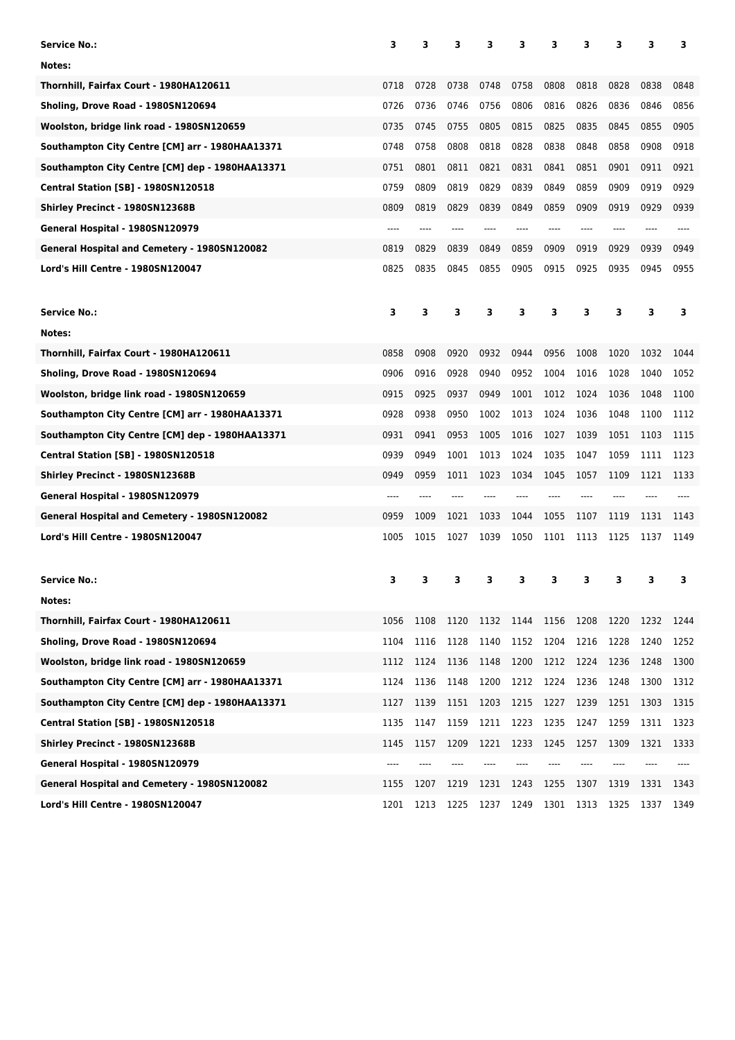| Service No.: | 3 | 3 | 3 | 3 | 3 | 3 | 3 | 3 | 3 | 3 |
|---|---|---|---|---|---|---|---|---|---|---|
| Notes: | | | | | | | | | | |
| Thornhill, Fairfax Court - 1980HA120611 | 0718 | 0728 | 0738 | 0748 | 0758 | 0808 | 0818 | 0828 | 0838 | 0848 |
| Sholing, Drove Road - 1980SN120694 | 0726 | 0736 | 0746 | 0756 | 0806 | 0816 | 0826 | 0836 | 0846 | 0856 |
| Woolston, bridge link road - 1980SN120659 | 0735 | 0745 | 0755 | 0805 | 0815 | 0825 | 0835 | 0845 | 0855 | 0905 |
| Southampton City Centre [CM] arr - 1980HAA13371 | 0748 | 0758 | 0808 | 0818 | 0828 | 0838 | 0848 | 0858 | 0908 | 0918 |
| Southampton City Centre [CM] dep - 1980HAA13371 | 0751 | 0801 | 0811 | 0821 | 0831 | 0841 | 0851 | 0901 | 0911 | 0921 |
| Central Station [SB] - 1980SN120518 | 0759 | 0809 | 0819 | 0829 | 0839 | 0849 | 0859 | 0909 | 0919 | 0929 |
| Shirley Precinct - 1980SN12368B | 0809 | 0819 | 0829 | 0839 | 0849 | 0859 | 0909 | 0919 | 0929 | 0939 |
| General Hospital - 1980SN120979 | ---- | ---- | ---- | ---- | ---- | ---- | ---- | ---- | ---- | ---- |
| General Hospital and Cemetery - 1980SN120082 | 0819 | 0829 | 0839 | 0849 | 0859 | 0909 | 0919 | 0929 | 0939 | 0949 |
| Lord's Hill Centre - 1980SN120047 | 0825 | 0835 | 0845 | 0855 | 0905 | 0915 | 0925 | 0935 | 0945 | 0955 |

| Service No.: | 3 | 3 | 3 | 3 | 3 | 3 | 3 | 3 | 3 | 3 |
|---|---|---|---|---|---|---|---|---|---|---|
| Notes: | | | | | | | | | | |
| Thornhill, Fairfax Court - 1980HA120611 | 0858 | 0908 | 0920 | 0932 | 0944 | 0956 | 1008 | 1020 | 1032 | 1044 |
| Sholing, Drove Road - 1980SN120694 | 0906 | 0916 | 0928 | 0940 | 0952 | 1004 | 1016 | 1028 | 1040 | 1052 |
| Woolston, bridge link road - 1980SN120659 | 0915 | 0925 | 0937 | 0949 | 1001 | 1012 | 1024 | 1036 | 1048 | 1100 |
| Southampton City Centre [CM] arr - 1980HAA13371 | 0928 | 0938 | 0950 | 1002 | 1013 | 1024 | 1036 | 1048 | 1100 | 1112 |
| Southampton City Centre [CM] dep - 1980HAA13371 | 0931 | 0941 | 0953 | 1005 | 1016 | 1027 | 1039 | 1051 | 1103 | 1115 |
| Central Station [SB] - 1980SN120518 | 0939 | 0949 | 1001 | 1013 | 1024 | 1035 | 1047 | 1059 | 1111 | 1123 |
| Shirley Precinct - 1980SN12368B | 0949 | 0959 | 1011 | 1023 | 1034 | 1045 | 1057 | 1109 | 1121 | 1133 |
| General Hospital - 1980SN120979 | ---- | ---- | ---- | ---- | ---- | ---- | ---- | ---- | ---- | ---- |
| General Hospital and Cemetery - 1980SN120082 | 0959 | 1009 | 1021 | 1033 | 1044 | 1055 | 1107 | 1119 | 1131 | 1143 |
| Lord's Hill Centre - 1980SN120047 | 1005 | 1015 | 1027 | 1039 | 1050 | 1101 | 1113 | 1125 | 1137 | 1149 |

| Service No.: | 3 | 3 | 3 | 3 | 3 | 3 | 3 | 3 | 3 | 3 |
|---|---|---|---|---|---|---|---|---|---|---|
| Notes: | | | | | | | | | | |
| Thornhill, Fairfax Court - 1980HA120611 | 1056 | 1108 | 1120 | 1132 | 1144 | 1156 | 1208 | 1220 | 1232 | 1244 |
| Sholing, Drove Road - 1980SN120694 | 1104 | 1116 | 1128 | 1140 | 1152 | 1204 | 1216 | 1228 | 1240 | 1252 |
| Woolston, bridge link road - 1980SN120659 | 1112 | 1124 | 1136 | 1148 | 1200 | 1212 | 1224 | 1236 | 1248 | 1300 |
| Southampton City Centre [CM] arr - 1980HAA13371 | 1124 | 1136 | 1148 | 1200 | 1212 | 1224 | 1236 | 1248 | 1300 | 1312 |
| Southampton City Centre [CM] dep - 1980HAA13371 | 1127 | 1139 | 1151 | 1203 | 1215 | 1227 | 1239 | 1251 | 1303 | 1315 |
| Central Station [SB] - 1980SN120518 | 1135 | 1147 | 1159 | 1211 | 1223 | 1235 | 1247 | 1259 | 1311 | 1323 |
| Shirley Precinct - 1980SN12368B | 1145 | 1157 | 1209 | 1221 | 1233 | 1245 | 1257 | 1309 | 1321 | 1333 |
| General Hospital - 1980SN120979 | ---- | ---- | ---- | ---- | ---- | ---- | ---- | ---- | ---- | ---- |
| General Hospital and Cemetery - 1980SN120082 | 1155 | 1207 | 1219 | 1231 | 1243 | 1255 | 1307 | 1319 | 1331 | 1343 |
| Lord's Hill Centre - 1980SN120047 | 1201 | 1213 | 1225 | 1237 | 1249 | 1301 | 1313 | 1325 | 1337 | 1349 |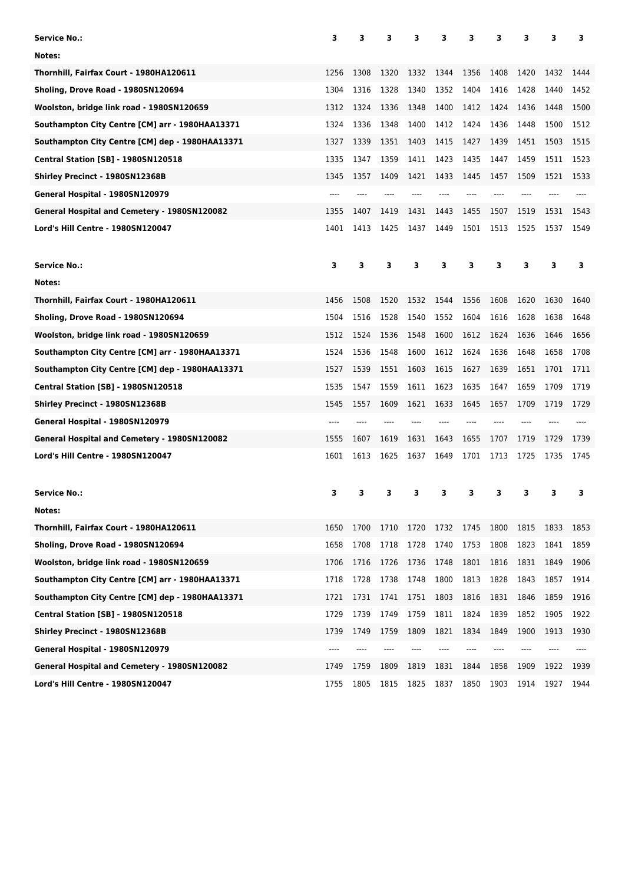| Service No.: | 3 | 3 | 3 | 3 | 3 | 3 | 3 | 3 | 3 | 3 |
| --- | --- | --- | --- | --- | --- | --- | --- | --- | --- | --- |
| Notes: | | | | | | | | | | |
| Thornhill, Fairfax Court - 1980HA120611 | 1256 | 1308 | 1320 | 1332 | 1344 | 1356 | 1408 | 1420 | 1432 | 1444 |
| Sholing, Drove Road - 1980SN120694 | 1304 | 1316 | 1328 | 1340 | 1352 | 1404 | 1416 | 1428 | 1440 | 1452 |
| Woolston, bridge link road - 1980SN120659 | 1312 | 1324 | 1336 | 1348 | 1400 | 1412 | 1424 | 1436 | 1448 | 1500 |
| Southampton City Centre [CM] arr - 1980HAA13371 | 1324 | 1336 | 1348 | 1400 | 1412 | 1424 | 1436 | 1448 | 1500 | 1512 |
| Southampton City Centre [CM] dep - 1980HAA13371 | 1327 | 1339 | 1351 | 1403 | 1415 | 1427 | 1439 | 1451 | 1503 | 1515 |
| Central Station [SB] - 1980SN120518 | 1335 | 1347 | 1359 | 1411 | 1423 | 1435 | 1447 | 1459 | 1511 | 1523 |
| Shirley Precinct - 1980SN12368B | 1345 | 1357 | 1409 | 1421 | 1433 | 1445 | 1457 | 1509 | 1521 | 1533 |
| General Hospital - 1980SN120979 | ---- | ---- | ---- | ---- | ---- | ---- | ---- | ---- | ---- | ---- |
| General Hospital and Cemetery - 1980SN120082 | 1355 | 1407 | 1419 | 1431 | 1443 | 1455 | 1507 | 1519 | 1531 | 1543 |
| Lord's Hill Centre - 1980SN120047 | 1401 | 1413 | 1425 | 1437 | 1449 | 1501 | 1513 | 1525 | 1537 | 1549 |

| Service No.: | 3 | 3 | 3 | 3 | 3 | 3 | 3 | 3 | 3 | 3 |
| --- | --- | --- | --- | --- | --- | --- | --- | --- | --- | --- |
| Notes: | | | | | | | | | | |
| Thornhill, Fairfax Court - 1980HA120611 | 1456 | 1508 | 1520 | 1532 | 1544 | 1556 | 1608 | 1620 | 1630 | 1640 |
| Sholing, Drove Road - 1980SN120694 | 1504 | 1516 | 1528 | 1540 | 1552 | 1604 | 1616 | 1628 | 1638 | 1648 |
| Woolston, bridge link road - 1980SN120659 | 1512 | 1524 | 1536 | 1548 | 1600 | 1612 | 1624 | 1636 | 1646 | 1656 |
| Southampton City Centre [CM] arr - 1980HAA13371 | 1524 | 1536 | 1548 | 1600 | 1612 | 1624 | 1636 | 1648 | 1658 | 1708 |
| Southampton City Centre [CM] dep - 1980HAA13371 | 1527 | 1539 | 1551 | 1603 | 1615 | 1627 | 1639 | 1651 | 1701 | 1711 |
| Central Station [SB] - 1980SN120518 | 1535 | 1547 | 1559 | 1611 | 1623 | 1635 | 1647 | 1659 | 1709 | 1719 |
| Shirley Precinct - 1980SN12368B | 1545 | 1557 | 1609 | 1621 | 1633 | 1645 | 1657 | 1709 | 1719 | 1729 |
| General Hospital - 1980SN120979 | ---- | ---- | ---- | ---- | ---- | ---- | ---- | ---- | ---- | ---- |
| General Hospital and Cemetery - 1980SN120082 | 1555 | 1607 | 1619 | 1631 | 1643 | 1655 | 1707 | 1719 | 1729 | 1739 |
| Lord's Hill Centre - 1980SN120047 | 1601 | 1613 | 1625 | 1637 | 1649 | 1701 | 1713 | 1725 | 1735 | 1745 |

| Service No.: | 3 | 3 | 3 | 3 | 3 | 3 | 3 | 3 | 3 | 3 |
| --- | --- | --- | --- | --- | --- | --- | --- | --- | --- | --- |
| Notes: | | | | | | | | | | |
| Thornhill, Fairfax Court - 1980HA120611 | 1650 | 1700 | 1710 | 1720 | 1732 | 1745 | 1800 | 1815 | 1833 | 1853 |
| Sholing, Drove Road - 1980SN120694 | 1658 | 1708 | 1718 | 1728 | 1740 | 1753 | 1808 | 1823 | 1841 | 1859 |
| Woolston, bridge link road - 1980SN120659 | 1706 | 1716 | 1726 | 1736 | 1748 | 1801 | 1816 | 1831 | 1849 | 1906 |
| Southampton City Centre [CM] arr - 1980HAA13371 | 1718 | 1728 | 1738 | 1748 | 1800 | 1813 | 1828 | 1843 | 1857 | 1914 |
| Southampton City Centre [CM] dep - 1980HAA13371 | 1721 | 1731 | 1741 | 1751 | 1803 | 1816 | 1831 | 1846 | 1859 | 1916 |
| Central Station [SB] - 1980SN120518 | 1729 | 1739 | 1749 | 1759 | 1811 | 1824 | 1839 | 1852 | 1905 | 1922 |
| Shirley Precinct - 1980SN12368B | 1739 | 1749 | 1759 | 1809 | 1821 | 1834 | 1849 | 1900 | 1913 | 1930 |
| General Hospital - 1980SN120979 | ---- | ---- | ---- | ---- | ---- | ---- | ---- | ---- | ---- | ---- |
| General Hospital and Cemetery - 1980SN120082 | 1749 | 1759 | 1809 | 1819 | 1831 | 1844 | 1858 | 1909 | 1922 | 1939 |
| Lord's Hill Centre - 1980SN120047 | 1755 | 1805 | 1815 | 1825 | 1837 | 1850 | 1903 | 1914 | 1927 | 1944 |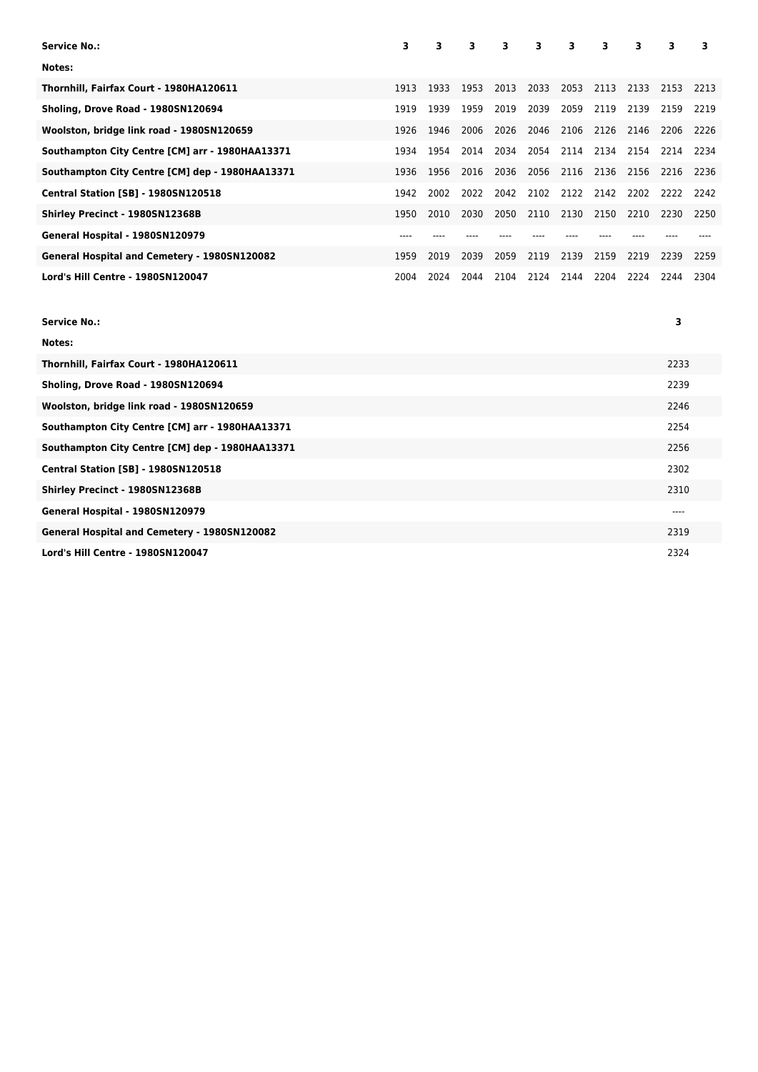| Service No.: | 3 | 3 | 3 | 3 | 3 | 3 | 3 | 3 | 3 | 3 |
|---|---|---|---|---|---|---|---|---|---|---|
| Notes: | | | | | | | | | | |
| Thornhill, Fairfax Court - 1980HA120611 | 1913 | 1933 | 1953 | 2013 | 2033 | 2053 | 2113 | 2133 | 2153 | 2213 |
| Sholing, Drove Road - 1980SN120694 | 1919 | 1939 | 1959 | 2019 | 2039 | 2059 | 2119 | 2139 | 2159 | 2219 |
| Woolston, bridge link road - 1980SN120659 | 1926 | 1946 | 2006 | 2026 | 2046 | 2106 | 2126 | 2146 | 2206 | 2226 |
| Southampton City Centre [CM] arr - 1980HAA13371 | 1934 | 1954 | 2014 | 2034 | 2054 | 2114 | 2134 | 2154 | 2214 | 2234 |
| Southampton City Centre [CM] dep - 1980HAA13371 | 1936 | 1956 | 2016 | 2036 | 2056 | 2116 | 2136 | 2156 | 2216 | 2236 |
| Central Station [SB] - 1980SN120518 | 1942 | 2002 | 2022 | 2042 | 2102 | 2122 | 2142 | 2202 | 2222 | 2242 |
| Shirley Precinct - 1980SN12368B | 1950 | 2010 | 2030 | 2050 | 2110 | 2130 | 2150 | 2210 | 2230 | 2250 |
| General Hospital - 1980SN120979 | ---- | ---- | ---- | ---- | ---- | ---- | ---- | ---- | ---- | ---- |
| General Hospital and Cemetery - 1980SN120082 | 1959 | 2019 | 2039 | 2059 | 2119 | 2139 | 2159 | 2219 | 2239 | 2259 |
| Lord's Hill Centre - 1980SN120047 | 2004 | 2024 | 2044 | 2104 | 2124 | 2144 | 2204 | 2224 | 2244 | 2304 |

| Service No.: | 3 |
|---|---|
| Notes: | |
| Thornhill, Fairfax Court - 1980HA120611 | 2233 |
| Sholing, Drove Road - 1980SN120694 | 2239 |
| Woolston, bridge link road - 1980SN120659 | 2246 |
| Southampton City Centre [CM] arr - 1980HAA13371 | 2254 |
| Southampton City Centre [CM] dep - 1980HAA13371 | 2256 |
| Central Station [SB] - 1980SN120518 | 2302 |
| Shirley Precinct - 1980SN12368B | 2310 |
| General Hospital - 1980SN120979 | ---- |
| General Hospital and Cemetery - 1980SN120082 | 2319 |
| Lord's Hill Centre - 1980SN120047 | 2324 |